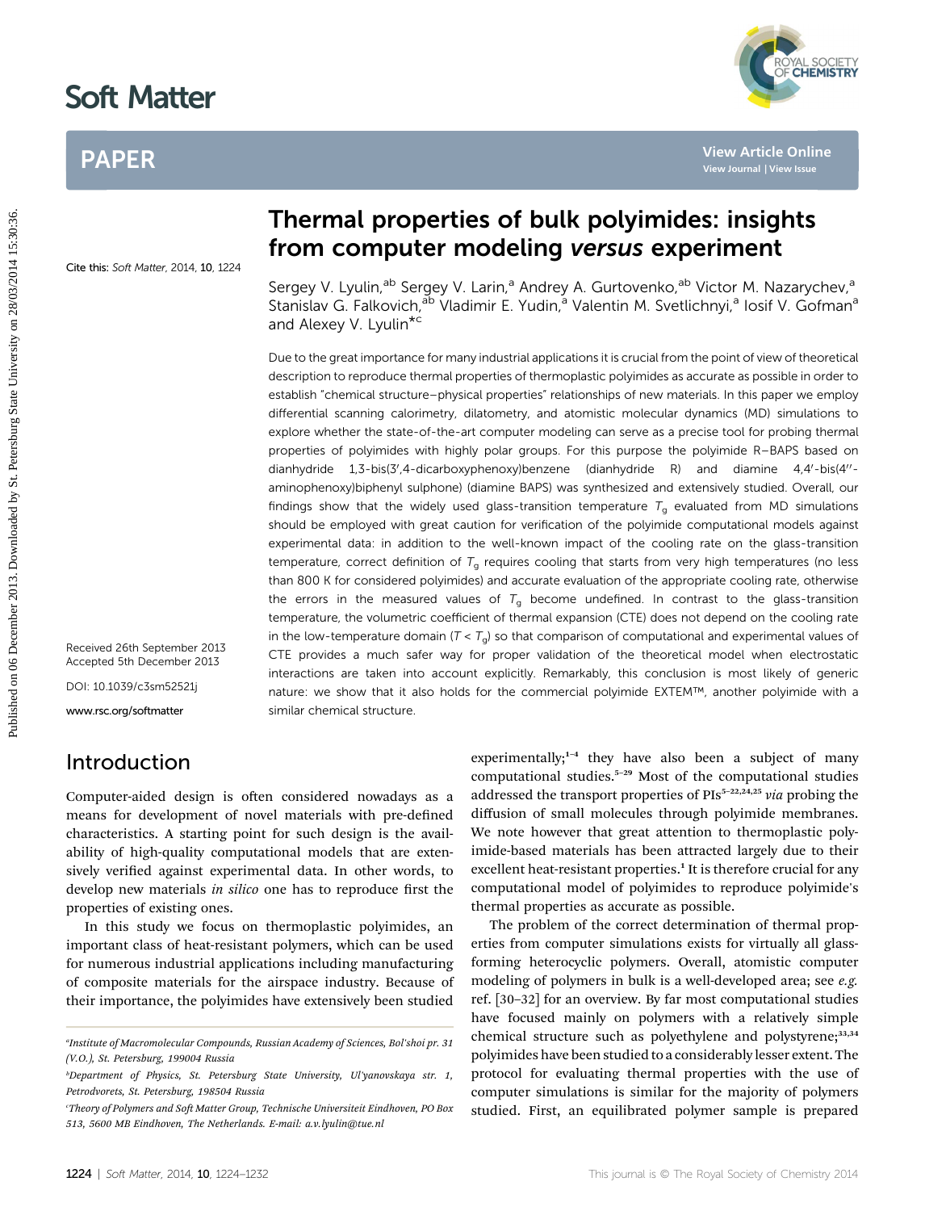# Thermal properties of bulk polyimides: insights from computer modeling *versus* experiment

Sergey V. Lyulin,[ab] Sergey V. Larin,[a] Andrey A. Gurtovenko,[ab] Victor M. Nazarychev,[a] Stanislav G. Falkovich,[ab] Vladimir E. Yudin,[a] Valentin M. Svetlichnyi,[a] Iosif V. Gofman[a] and Alexey V. Lyulin*[c]

Cite this: *Soft Matter*, 2014, **10**, 1224

Received 26th September 2013
Accepted 5th December 2013

DOI: 10.1039/c3sm52521j

www.rsc.org/softmatter

Due to the great importance for many industrial applications it is crucial from the point of view of theoretical description to reproduce thermal properties of thermoplastic polyimides as accurate as possible in order to establish "chemical structure–physical properties" relationships of new materials. In this paper we employ differential scanning calorimetry, dilatometry, and atomistic molecular dynamics (MD) simulations to explore whether the state-of-the-art computer modeling can serve as a precise tool for probing thermal properties of polyimides with highly polar groups. For this purpose the polyimide R–BAPS based on dianhydride 1,3-bis(3′,4-dicarboxyphenoxy)benzene (dianhydride R) and diamine 4,4′-bis(4″-aminophenoxy)biphenyl sulphone) (diamine BAPS) was synthesized and extensively studied. Overall, our findings show that the widely used glass-transition temperature $T_g$ evaluated from MD simulations should be employed with great caution for verification of the polyimide computational models against experimental data: in addition to the well-known impact of the cooling rate on the glass-transition temperature, correct definition of $T_g$ requires cooling that starts from very high temperatures (no less than 800 K for considered polyimides) and accurate evaluation of the appropriate cooling rate, otherwise the errors in the measured values of $T_g$ become undefined. In contrast to the glass-transition temperature, the volumetric coefficient of thermal expansion (CTE) does not depend on the cooling rate in the low-temperature domain ($T < T_g$) so that comparison of computational and experimental values of CTE provides a much safer way for proper validation of the theoretical model when electrostatic interactions are taken into account explicitly. Remarkably, this conclusion is most likely of generic nature: we show that it also holds for the commercial polyimide EXTEM™, another polyimide with a similar chemical structure.

## Introduction

Computer-aided design is often considered nowadays as a means for development of novel materials with pre-defined characteristics. A starting point for such design is the availability of high-quality computational models that are extensively verified against experimental data. In other words, to develop new materials *in silico* one has to reproduce first the properties of existing ones.

In this study we focus on thermoplastic polyimides, an important class of heat-resistant polymers, which can be used for numerous industrial applications including manufacturing of composite materials for the airspace industry. Because of their importance, the polyimides have extensively been studied experimentally;[1–4] they have also been a subject of many computational studies.[5–29] Most of the computational studies addressed the transport properties of PIs[5–22,24,25] *via* probing the diffusion of small molecules through polyimide membranes. We note however that great attention to thermoplastic polyimide-based materials has been attracted largely due to their excellent heat-resistant properties.[1] It is therefore crucial for any computational model of polyimides to reproduce polyimide's thermal properties as accurate as possible.

The problem of the correct determination of thermal properties from computer simulations exists for virtually all glass-forming heterocyclic polymers. Overall, atomistic computer modeling of polymers in bulk is a well-developed area; see *e.g.* ref. [30–32] for an overview. By far most computational studies have focused mainly on polymers with a relatively simple chemical structure such as polyethylene and polystyrene;[33,34] polyimides have been studied to a considerably lesser extent. The protocol for evaluating thermal properties with the use of computer simulations is similar for the majority of polymers studied. First, an equilibrated polymer sample is prepared

[a] Institute of Macromolecular Compounds, Russian Academy of Sciences, Bol'shoi pr. 31 (V.O.), St. Petersburg, 199004 Russia

[b] Department of Physics, St. Petersburg State University, Ul'yanovskaya str. 1, Petrodvorets, St. Petersburg, 198504 Russia

[c] Theory of Polymers and Soft Matter Group, Technische Universiteit Eindhoven, PO Box 513, 5600 MB Eindhoven, The Netherlands. E-mail: a.v.lyulin@tue.nl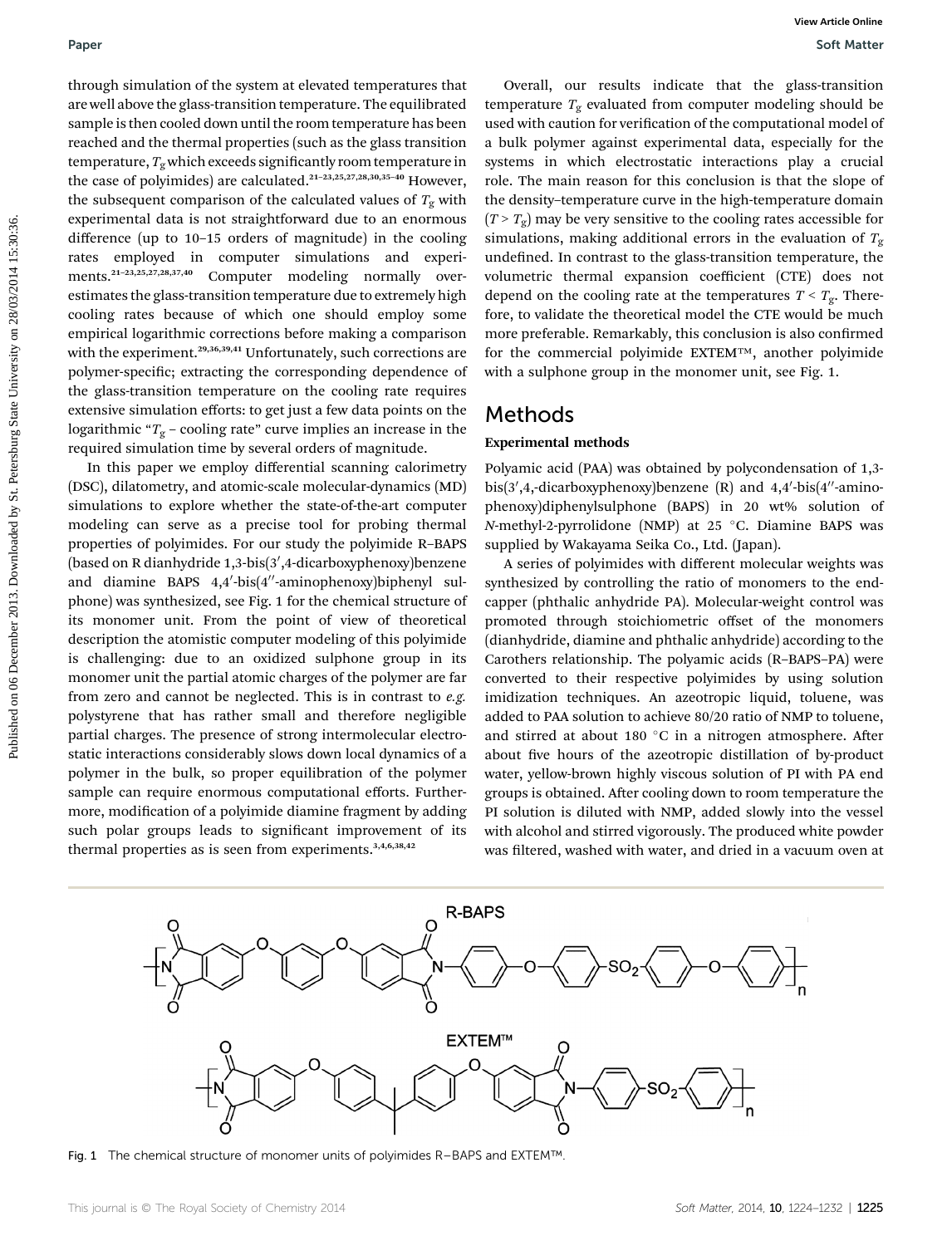through simulation of the system at elevated temperatures that are well above the glass-transition temperature. The equilibrated sample is then cooled down until the room temperature has been reached and the thermal properties (such as the glass transition temperature, $T_g$ which exceeds significantly room temperature in the case of polyimides) are calculated.[21–23,25,27,28,30,35–40] However, the subsequent comparison of the calculated values of $T_g$ with experimental data is not straightforward due to an enormous difference (up to 10–15 orders of magnitude) in the cooling rates employed in computer simulations and experiments.[21–23,25,27,28,37,40] Computer modeling normally overestimates the glass-transition temperature due to extremely high cooling rates because of which one should employ some empirical logarithmic corrections before making a comparison with the experiment.[29,36,39,41] Unfortunately, such corrections are polymer-specific; extracting the corresponding dependence of the glass-transition temperature on the cooling rate requires extensive simulation efforts: to get just a few data points on the logarithmic "$T_g$ – cooling rate" curve implies an increase in the required simulation time by several orders of magnitude.

In this paper we employ differential scanning calorimetry (DSC), dilatometry, and atomic-scale molecular-dynamics (MD) simulations to explore whether the state-of-the-art computer modeling can serve as a precise tool for probing thermal properties of polyimides. For our study the polyimide R–BAPS (based on R dianhydride 1,3-bis(3′,4-dicarboxyphenoxy)benzene and diamine BAPS 4,4′-bis(4′′-aminophenoxy)biphenyl sulphone) was synthesized, see Fig. 1 for the chemical structure of its monomer unit. From the point of view of theoretical description the atomistic computer modeling of this polyimide is challenging: due to an oxidized sulphone group in its monomer unit the partial atomic charges of the polymer are far from zero and cannot be neglected. This is in contrast to *e.g.* polystyrene that has rather small and therefore negligible partial charges. The presence of strong intermolecular electrostatic interactions considerably slows down local dynamics of a polymer in the bulk, so proper equilibration of the polymer sample can require enormous computational efforts. Furthermore, modification of a polyimide diamine fragment by adding such polar groups leads to significant improvement of its thermal properties as is seen from experiments.[3,4,6,38,42]

Overall, our results indicate that the glass-transition temperature $T_g$ evaluated from computer modeling should be used with caution for verification of the computational model of a bulk polymer against experimental data, especially for the systems in which electrostatic interactions play a crucial role. The main reason for this conclusion is that the slope of the density–temperature curve in the high-temperature domain ($T > T_g$) may be very sensitive to the cooling rates accessible for simulations, making additional errors in the evaluation of $T_g$ undefined. In contrast to the glass-transition temperature, the volumetric thermal expansion coefficient (CTE) does not depend on the cooling rate at the temperatures $T < T_g$. Therefore, to validate the theoretical model the CTE would be much more preferable. Remarkably, this conclusion is also confirmed for the commercial polyimide EXTEM™, another polyimide with a sulphone group in the monomer unit, see Fig. 1.

## Methods

### Experimental methods

Polyamic acid (PAA) was obtained by polycondensation of 1,3-bis(3′,4,-dicarboxyphenoxy)benzene (R) and 4,4′-bis(4′′-aminophenoxy)diphenylsulphone (BAPS) in 20 wt% solution of *N*-methyl-2-pyrrolidone (NMP) at 25 °C. Diamine BAPS was supplied by Wakayama Seika Co., Ltd. (Japan).

A series of polyimides with different molecular weights was synthesized by controlling the ratio of monomers to the end-capper (phthalic anhydride PA). Molecular-weight control was promoted through stoichiometric offset of the monomers (dianhydride, diamine and phthalic anhydride) according to the Carothers relationship. The polyamic acids (R–BAPS–PA) were converted to their respective polyimides by using solution imidization techniques. An azeotropic liquid, toluene, was added to PAA solution to achieve 80/20 ratio of NMP to toluene, and stirred at about 180 °C in a nitrogen atmosphere. After about five hours of the azeotropic distillation of by-product water, yellow-brown highly viscous solution of PI with PA end groups is obtained. After cooling down to room temperature the PI solution is diluted with NMP, added slowly into the vessel with alcohol and stirred vigorously. The produced white powder was filtered, washed with water, and dried in a vacuum oven at

Fig. 1 The chemical structure of monomer units of polyimides R–BAPS and EXTEM™.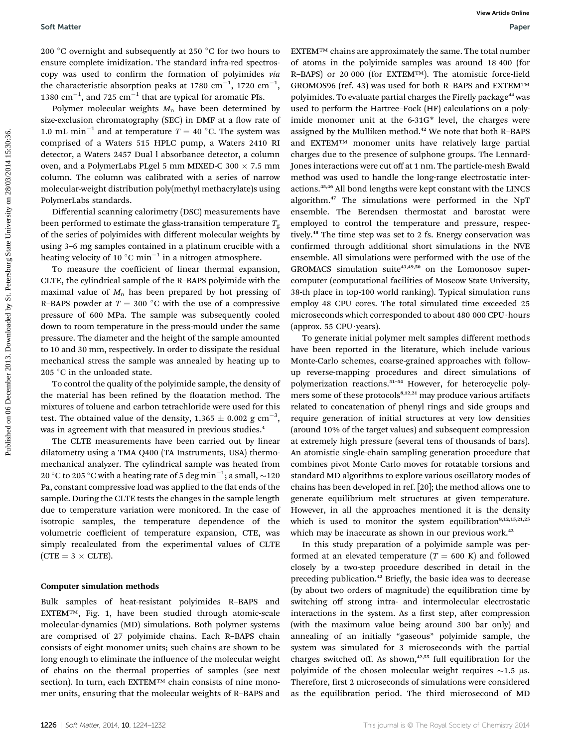200 °C overnight and subsequently at 250 °C for two hours to ensure complete imidization. The standard infra-red spectroscopy was used to confirm the formation of polyimides *via* the characteristic absorption peaks at 1780 $cm^{-1}$, 1720 $cm^{-1}$, 1380 $cm^{-1}$, and 725 $cm^{-1}$ that are typical for aromatic PIs.

Polymer molecular weights $M_n$ have been determined by size-exclusion chromatography (SEC) in DMF at a flow rate of 1.0 mL $min^{-1}$ and at temperature $T = 40$ °C. The system was comprised of a Waters 515 HPLC pump, a Waters 2410 RI detector, a Waters 2457 Dual l absorbance detector, a column oven, and a PolymerLabs PLgel 5 mm MIXED-C 300 × 7.5 mm column. The column was calibrated with a series of narrow molecular-weight distribution poly(methyl methacrylate)s using PolymerLabs standards.

Differential scanning calorimetry (DSC) measurements have been performed to estimate the glass-transition temperature $T_g$ of the series of polyimides with different molecular weights by using 3–6 mg samples contained in a platinum crucible with a heating velocity of 10 °C $min^{-1}$ in a nitrogen atmosphere.

To measure the coefficient of linear thermal expansion, CLTE, the cylindrical sample of the R–BAPS polyimide with the maximal value of $M_n$ has been prepared by hot pressing of R–BAPS powder at $T = 300$ °C with the use of a compressive pressure of 600 MPa. The sample was subsequently cooled down to room temperature in the press-mould under the same pressure. The diameter and the height of the sample amounted to 10 and 30 mm, respectively. In order to dissipate the residual mechanical stress the sample was annealed by heating up to 205 °C in the unloaded state.

To control the quality of the polyimide sample, the density of the material has been refined by the floatation method. The mixtures of toluene and carbon tetrachloride were used for this test. The obtained value of the density, 1.365 ± 0.002 g $cm^{-3}$, was in agreement with that measured in previous studies.[4]

The CLTE measurements have been carried out by linear dilatometry using a TMA Q400 (TA Instruments, USA) thermomechanical analyzer. The cylindrical sample was heated from 20 °C to 205 °C with a heating rate of 5 deg $min^{-1}$; a small, ~120 Pa, constant compressive load was applied to the flat ends of the sample. During the CLTE tests the changes in the sample length due to temperature variation were monitored. In the case of isotropic samples, the temperature dependence of the volumetric coefficient of temperature expansion, CTE, was simply recalculated from the experimental values of CLTE (CTE = 3 × CLTE).

### Computer simulation methods

Bulk samples of heat-resistant polyimides R–BAPS and EXTEM™, Fig. 1, have been studied through atomic-scale molecular-dynamics (MD) simulations. Both polymer systems are comprised of 27 polyimide chains. Each R–BAPS chain consists of eight monomer units; such chains are shown to be long enough to eliminate the influence of the molecular weight of chains on the thermal properties of samples (see next section). In turn, each EXTEM™ chain consists of nine monomer units, ensuring that the molecular weights of R–BAPS and EXTEM™ chains are approximately the same. The total number of atoms in the polyimide samples was around 18 400 (for R–BAPS) or 20 000 (for EXTEM™). The atomistic force-field GROMOS96 (ref. 43) was used for both R–BAPS and EXTEM™ polyimides. To evaluate partial charges the Firefly package[44] was used to perform the Hartree–Fock (HF) calculations on a polyimide monomer unit at the 6-31G* level, the charges were assigned by the Mulliken method.[42] We note that both R–BAPS and EXTEM™ monomer units have relatively large partial charges due to the presence of sulphone groups. The Lennard-Jones interactions were cut off at 1 nm. The particle-mesh Ewald method was used to handle the long-range electrostatic interactions.[45,46] All bond lengths were kept constant with the LINCS algorithm.[47] The simulations were performed in the NpT ensemble. The Berendsen thermostat and barostat were employed to control the temperature and pressure, respectively.[48] The time step was set to 2 fs. Energy conservation was confirmed through additional short simulations in the NVE ensemble. All simulations were performed with the use of the GROMACS simulation suite[43,49,50] on the Lomonosov supercomputer (computational facilities of Moscow State University, 38-th place in top-100 world ranking). Typical simulation runs employ 48 CPU cores. The total simulated time exceeded 25 microseconds which corresponded to about 480 000 CPU·hours (approx. 55 CPU·years).

To generate initial polymer melt samples different methods have been reported in the literature, which include various Monte-Carlo schemes, coarse-grained approaches with follow-up reverse-mapping procedures and direct simulations of polymerization reactions.[51–54] However, for heterocyclic polymers some of these protocols[8,12,21] may produce various artifacts related to concatenation of phenyl rings and side groups and require generation of initial structures at very low densities (around 10% of the target values) and subsequent compression at extremely high pressure (several tens of thousands of bars). An atomistic single-chain sampling generation procedure that combines pivot Monte Carlo moves for rotatable torsions and standard MD algorithms to explore various oscillatory modes of chains has been developed in ref. [20]; the method allows one to generate equilibrium melt structures at given temperature. However, in all the approaches mentioned it is the density which is used to monitor the system equilibration[8,12,15,21,25] which may be inaccurate as shown in our previous work.[42]

In this study preparation of a polyimide sample was performed at an elevated temperature ($T = 600$ K) and followed closely by a two-step procedure described in detail in the preceding publication.[42] Briefly, the basic idea was to decrease (by about two orders of magnitude) the equilibration time by switching off strong intra- and intermolecular electrostatic interactions in the system. As a first step, after compression (with the maximum value being around 300 bar only) and annealing of an initially "gaseous" polyimide sample, the system was simulated for 3 microseconds with the partial charges switched off. As shown,[42,55] full equilibration for the polyimide of the chosen molecular weight requires ~1.5 μs. Therefore, first 2 microseconds of simulations were considered as the equilibration period. The third microsecond of MD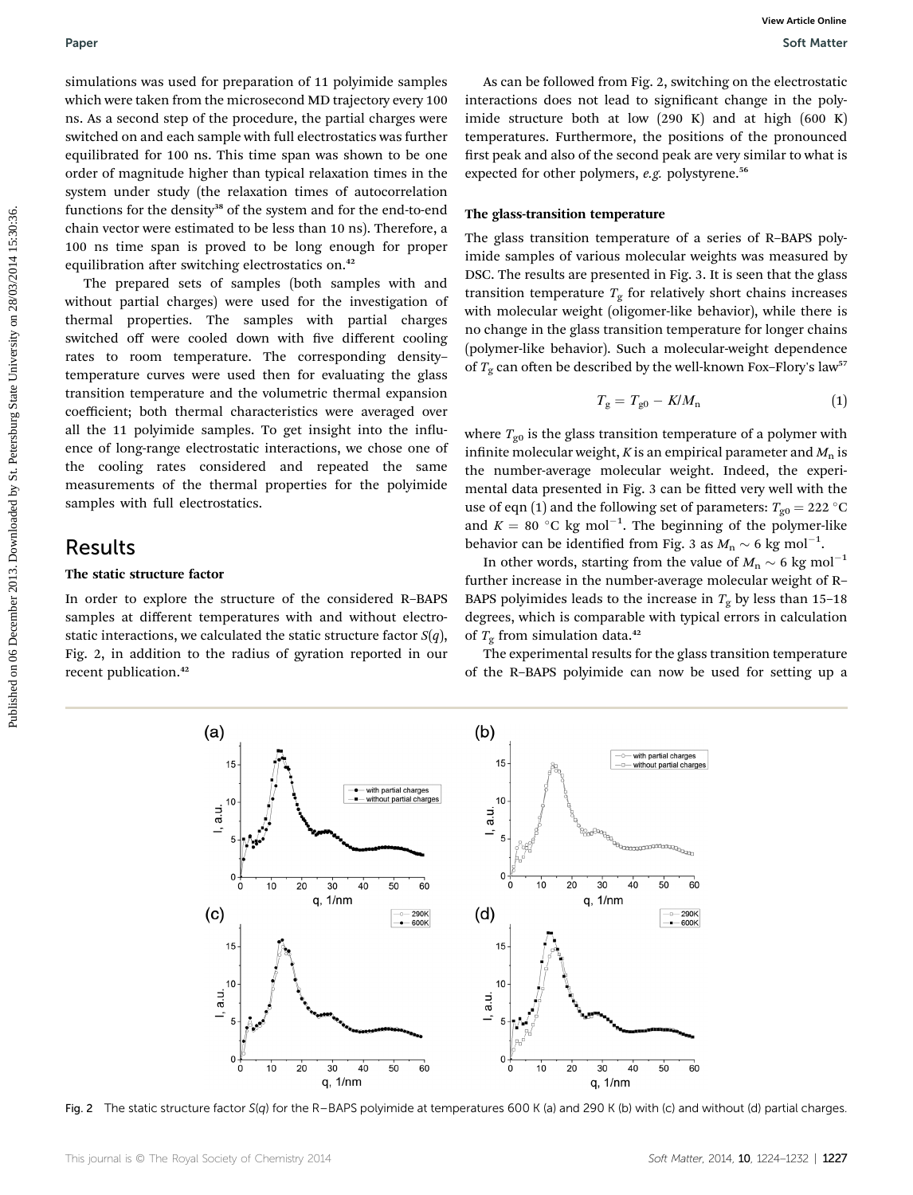simulations was used for preparation of 11 polyimide samples which were taken from the microsecond MD trajectory every 100 ns. As a second step of the procedure, the partial charges were switched on and each sample with full electrostatics was further equilibrated for 100 ns. This time span was shown to be one order of magnitude higher than typical relaxation times in the system under study (the relaxation times of autocorrelation functions for the density[38] of the system and for the end-to-end chain vector were estimated to be less than 10 ns). Therefore, a 100 ns time span is proved to be long enough for proper equilibration after switching electrostatics on.[42]

The prepared sets of samples (both samples with and without partial charges) were used for the investigation of thermal properties. The samples with partial charges switched off were cooled down with five different cooling rates to room temperature. The corresponding density–temperature curves were used then for evaluating the glass transition temperature and the volumetric thermal expansion coefficient; both thermal characteristics were averaged over all the 11 polyimide samples. To get insight into the influence of long-range electrostatic interactions, we chose one of the cooling rates considered and repeated the same measurements of the thermal properties for the polyimide samples with full electrostatics.

## Results

### The static structure factor

In order to explore the structure of the considered R–BAPS samples at different temperatures with and without electrostatic interactions, we calculated the static structure factor $S(q)$, Fig. 2, in addition to the radius of gyration reported in our recent publication.[42]

As can be followed from Fig. 2, switching on the electrostatic interactions does not lead to significant change in the polyimide structure both at low (290 K) and at high (600 K) temperatures. Furthermore, the positions of the pronounced first peak and also of the second peak are very similar to what is expected for other polymers, *e.g.* polystyrene.[56]

### The glass-transition temperature

The glass transition temperature of a series of R–BAPS polyimide samples of various molecular weights was measured by DSC. The results are presented in Fig. 3. It is seen that the glass transition temperature $T_g$ for relatively short chains increases with molecular weight (oligomer-like behavior), while there is no change in the glass transition temperature for longer chains (polymer-like behavior). Such a molecular-weight dependence of $T_g$ can often be described by the well-known Fox–Flory's law[57]

$$T_g = T_{g0} - K/M_n \tag{1}$$

where $T_{g0}$ is the glass transition temperature of a polymer with infinite molecular weight, $K$ is an empirical parameter and $M_n$ is the number-average molecular weight. Indeed, the experimental data presented in Fig. 3 can be fitted very well with the use of eqn (1) and the following set of parameters: $T_{g0} = 222$ °C and $K = 80$ °C kg mol$^{-1}$. The beginning of the polymer-like behavior can be identified from Fig. 3 as $M_n \sim 6$ kg mol$^{-1}$.

In other words, starting from the value of $M_n \sim 6$ kg mol$^{-1}$ further increase in the number-average molecular weight of R–BAPS polyimides leads to the increase in $T_g$ by less than 15–18 degrees, which is comparable with typical errors in calculation of $T_g$ from simulation data.[42]

The experimental results for the glass transition temperature of the R–BAPS polyimide can now be used for setting up a

Fig. 2 The static structure factor $S(q)$ for the R–BAPS polyimide at temperatures 600 K (a) and 290 K (b) with (c) and without (d) partial charges.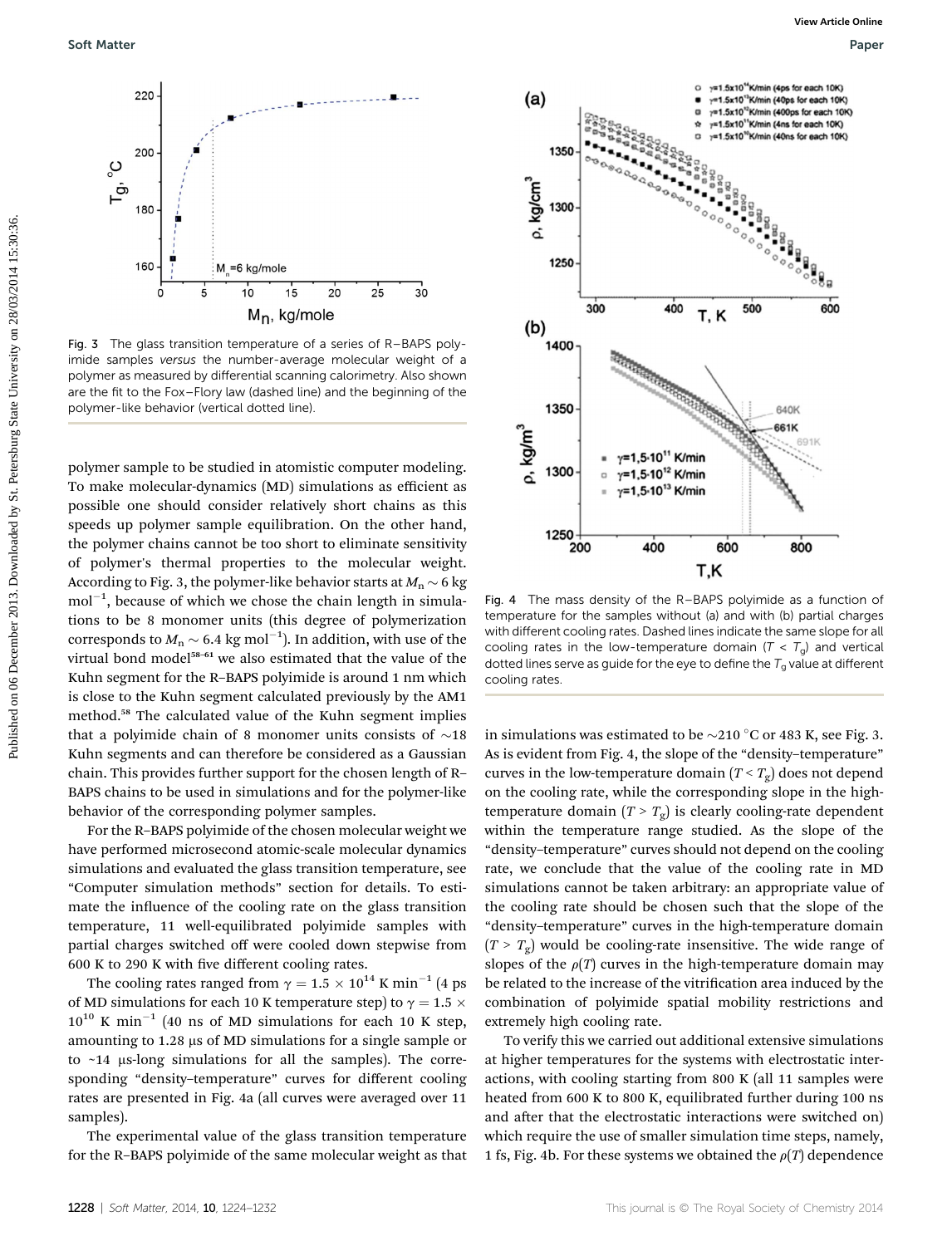Fig. 3 The glass transition temperature of a series of R–BAPS polyimide samples *versus* the number-average molecular weight of a polymer as measured by differential scanning calorimetry. Also shown are the fit to the Fox–Flory law (dashed line) and the beginning of the polymer-like behavior (vertical dotted line).

Fig. 4 The mass density of the R–BAPS polyimide as a function of temperature for the samples without (a) and with (b) partial charges with different cooling rates. Dashed lines indicate the same slope for all cooling rates in the low-temperature domain ($T < T_g$) and vertical dotted lines serve as guide for the eye to define the $T_g$ value at different cooling rates.

polymer sample to be studied in atomistic computer modeling. To make molecular-dynamics (MD) simulations as efficient as possible one should consider relatively short chains as this speeds up polymer sample equilibration. On the other hand, the polymer chains cannot be too short to eliminate sensitivity of polymer's thermal properties to the molecular weight. According to Fig. 3, the polymer-like behavior starts at $M_n \sim 6$ kg mol$^{-1}$, because of which we chose the chain length in simulations to be 8 monomer units (this degree of polymerization corresponds to $M_n \sim 6.4$ kg mol$^{-1}$). In addition, with use of the virtual bond model[58–61] we also estimated that the value of the Kuhn segment for the R–BAPS polyimide is around 1 nm which is close to the Kuhn segment calculated previously by the AM1 method.[58] The calculated value of the Kuhn segment implies that a polyimide chain of 8 monomer units consists of ~18 Kuhn segments and can therefore be considered as a Gaussian chain. This provides further support for the chosen length of R–BAPS chains to be used in simulations and for the polymer-like behavior of the corresponding polymer samples.

For the R–BAPS polyimide of the chosen molecular weight we have performed microsecond atomic-scale molecular dynamics simulations and evaluated the glass transition temperature, see "Computer simulation methods" section for details. To estimate the influence of the cooling rate on the glass transition temperature, 11 well-equilibrated polyimide samples with partial charges switched off were cooled down stepwise from 600 K to 290 K with five different cooling rates.

The cooling rates ranged from $\gamma = 1.5 \times 10^{14}$ K min$^{-1}$ (4 ps of MD simulations for each 10 K temperature step) to $\gamma = 1.5 \times 10^{10}$ K min$^{-1}$ (40 ns of MD simulations for each 10 K step, amounting to 1.28 μs of MD simulations for a single sample or to ~14 μs-long simulations for all the samples). The corresponding "density–temperature" curves for different cooling rates are presented in Fig. 4a (all curves were averaged over 11 samples).

The experimental value of the glass transition temperature for the R–BAPS polyimide of the same molecular weight as that in simulations was estimated to be ~210 °C or 483 K, see Fig. 3. As is evident from Fig. 4, the slope of the "density–temperature" curves in the low-temperature domain ($T < T_g$) does not depend on the cooling rate, while the corresponding slope in the high-temperature domain ($T > T_g$) is clearly cooling-rate dependent within the temperature range studied. As the slope of the "density–temperature" curves should not depend on the cooling rate, we conclude that the value of the cooling rate in MD simulations cannot be taken arbitrary: an appropriate value of the cooling rate should be chosen such that the slope of the "density–temperature" curves in the high-temperature domain ($T > T_g$) would be cooling-rate insensitive. The wide range of slopes of the $\rho(T)$ curves in the high-temperature domain may be related to the increase of the vitrification area induced by the combination of polyimide spatial mobility restrictions and extremely high cooling rate.

To verify this we carried out additional extensive simulations at higher temperatures for the systems with electrostatic interactions, with cooling starting from 800 K (all 11 samples were heated from 600 K to 800 K, equilibrated further during 100 ns and after that the electrostatic interactions were switched on) which require the use of smaller simulation time steps, namely, 1 fs, Fig. 4b. For these systems we obtained the $\rho(T)$ dependence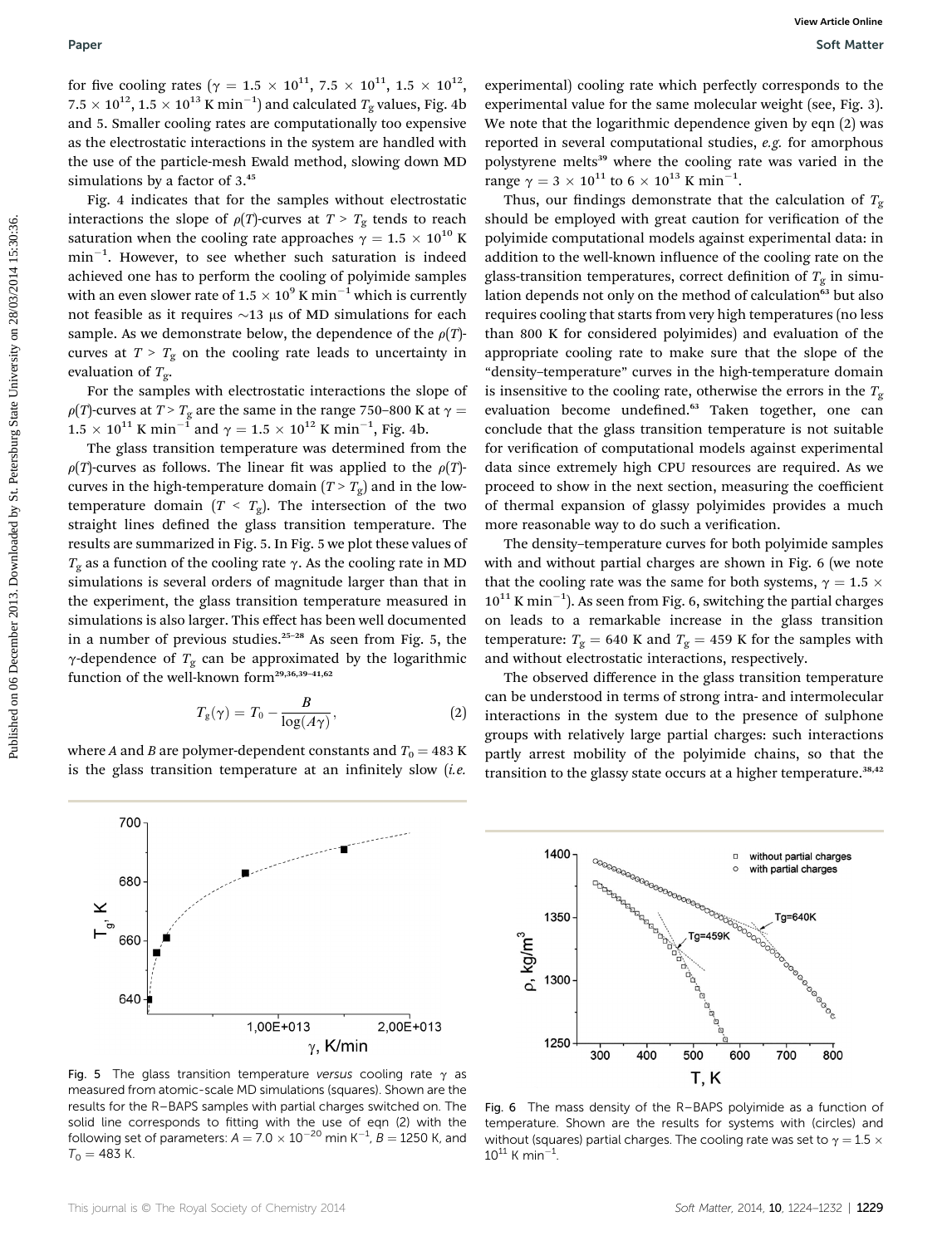for five cooling rates ($\gamma = 1.5 \times 10^{11}$, $7.5 \times 10^{11}$, $1.5 \times 10^{12}$, $7.5 \times 10^{12}$, $1.5 \times 10^{13}$ K min$^{-1}$) and calculated $T_g$ values, Fig. 4b and 5. Smaller cooling rates are computationally too expensive as the electrostatic interactions in the system are handled with the use of the particle-mesh Ewald method, slowing down MD simulations by a factor of 3.[45]

Fig. 4 indicates that for the samples without electrostatic interactions the slope of $\rho(T)$-curves at $T > T_g$ tends to reach saturation when the cooling rate approaches $\gamma = 1.5 \times 10^{10}$ K min$^{-1}$. However, to see whether such saturation is indeed achieved one has to perform the cooling of polyimide samples with an even slower rate of $1.5 \times 10^{9}$ K min$^{-1}$ which is currently not feasible as it requires ~13 μs of MD simulations for each sample. As we demonstrate below, the dependence of the $\rho(T)$-curves at $T > T_g$ on the cooling rate leads to uncertainty in evaluation of $T_g$.

For the samples with electrostatic interactions the slope of $\rho(T)$-curves at $T > T_g$ are the same in the range 750–800 K at $\gamma = 1.5 \times 10^{11}$ K min$^{-1}$ and $\gamma = 1.5 \times 10^{12}$ K min$^{-1}$, Fig. 4b.

The glass transition temperature was determined from the $\rho(T)$-curves as follows. The linear fit was applied to the $\rho(T)$-curves in the high-temperature domain ($T > T_g$) and in the low-temperature domain ($T < T_g$). The intersection of the two straight lines defined the glass transition temperature. The results are summarized in Fig. 5. In Fig. 5 we plot these values of $T_g$ as a function of the cooling rate $\gamma$. As the cooling rate in MD simulations is several orders of magnitude larger than that in the experiment, the glass transition temperature measured in simulations is also larger. This effect has been well documented in a number of previous studies.[25–28] As seen from Fig. 5, the $\gamma$-dependence of $T_g$ can be approximated by the logarithmic function of the well-known form[29,36,39–41,62]

$$T_g(\gamma) = T_0 - \frac{B}{\log(A\gamma)}, \tag{2}$$

where $A$ and $B$ are polymer-dependent constants and $T_0 = 483$ K is the glass transition temperature at an infinitely slow (*i.e.* experimental) cooling rate which perfectly corresponds to the experimental value for the same molecular weight (see, Fig. 3). We note that the logarithmic dependence given by eqn (2) was reported in several computational studies, *e.g.* for amorphous polystyrene melts[39] where the cooling rate was varied in the range $\gamma = 3 \times 10^{11}$ to $6 \times 10^{13}$ K min$^{-1}$.

Thus, our findings demonstrate that the calculation of $T_g$ should be employed with great caution for verification of the polyimide computational models against experimental data: in addition to the well-known influence of the cooling rate on the glass-transition temperatures, correct definition of $T_g$ in simulation depends not only on the method of calculation[63] but also requires cooling that starts from very high temperatures (no less than 800 K for considered polyimides) and evaluation of the appropriate cooling rate to make sure that the slope of the "density–temperature" curves in the high-temperature domain is insensitive to the cooling rate, otherwise the errors in the $T_g$ evaluation become undefined.[63] Taken together, one can conclude that the glass transition temperature is not suitable for verification of computational models against experimental data since extremely high CPU resources are required. As we proceed to show in the next section, measuring the coefficient of thermal expansion of glassy polyimides provides a much more reasonable way to do such a verification.

The density–temperature curves for both polyimide samples with and without partial charges are shown in Fig. 6 (we note that the cooling rate was the same for both systems, $\gamma = 1.5 \times 10^{11}$ K min$^{-1}$). As seen from Fig. 6, switching the partial charges on leads to a remarkable increase in the glass transition temperature: $T_g = 640$ K and $T_g = 459$ K for the samples with and without electrostatic interactions, respectively.

The observed difference in the glass transition temperature can be understood in terms of strong intra- and intermolecular interactions in the system due to the presence of sulphone groups with relatively large partial charges: such interactions partly arrest mobility of the polyimide chains, so that the transition to the glassy state occurs at a higher temperature.[38,42]

Fig. 5 The glass transition temperature *versus* cooling rate $\gamma$ as measured from atomic-scale MD simulations (squares). Shown are the results for the R–BAPS samples with partial charges switched on. The solid line corresponds to fitting with the use of eqn (2) with the following set of parameters: $A = 7.0 \times 10^{-20}$ min K$^{-1}$, $B = 1250$ K, and $T_0 = 483$ K.

Fig. 6 The mass density of the R–BAPS polyimide as a function of temperature. Shown are the results for systems with (circles) and without (squares) partial charges. The cooling rate was set to $\gamma = 1.5 \times 10^{11}$ K min$^{-1}$.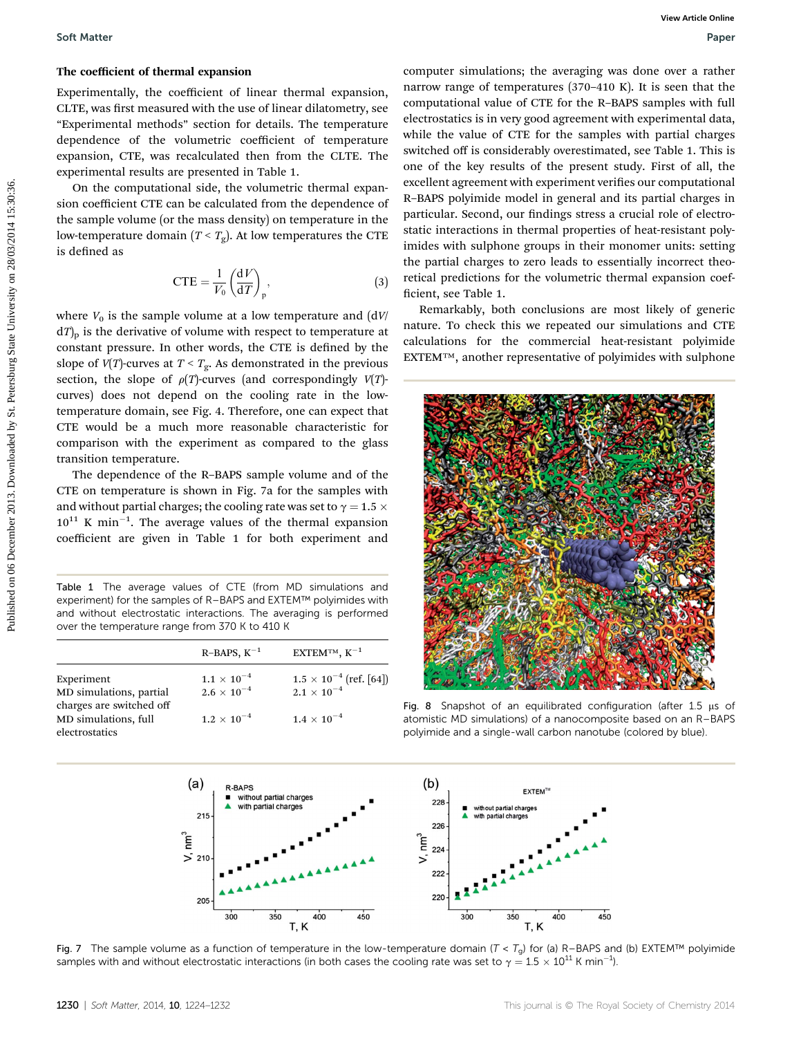### The coefficient of thermal expansion

Experimentally, the coefficient of linear thermal expansion, CLTE, was first measured with the use of linear dilatometry, see "Experimental methods" section for details. The temperature dependence of the volumetric coefficient of temperature expansion, CTE, was recalculated then from the CLTE. The experimental results are presented in Table 1.

On the computational side, the volumetric thermal expansion coefficient CTE can be calculated from the dependence of the sample volume (or the mass density) on temperature in the low-temperature domain ($T < T_g$). At low temperatures the CTE is defined as

$$\mathrm{CTE} = \frac{1}{V_0}\left(\frac{\mathrm{d}V}{\mathrm{d}T}\right)_\mathrm{p}, \tag{3}$$

where $V_0$ is the sample volume at a low temperature and $(\mathrm{d}V/\mathrm{d}T)_\mathrm{p}$ is the derivative of volume with respect to temperature at constant pressure. In other words, the CTE is defined by the slope of $V(T)$-curves at $T < T_g$. As demonstrated in the previous section, the slope of $\rho(T)$-curves (and correspondingly $V(T)$-curves) does not depend on the cooling rate in the low-temperature domain, see Fig. 4. Therefore, one can expect that CTE would be a much more reasonable characteristic for comparison with the experiment as compared to the glass transition temperature.

The dependence of the R–BAPS sample volume and of the CTE on temperature is shown in Fig. 7a for the samples with and without partial charges; the cooling rate was set to $\gamma = 1.5 \times 10^{11}$ K min$^{-1}$. The average values of the thermal expansion coefficient are given in Table 1 for both experiment and computer simulations; the averaging was done over a rather narrow range of temperatures (370–410 K). It is seen that the computational value of CTE for the R–BAPS samples with full electrostatics is in very good agreement with experimental data, while the value of CTE for the samples with partial charges switched off is considerably overestimated, see Table 1. This is one of the key results of the present study. First of all, the excellent agreement with experiment verifies our computational R–BAPS polyimide model in general and its partial charges in particular. Second, our findings stress a crucial role of electrostatic interactions in thermal properties of heat-resistant polyimides with sulphone groups in their monomer units: setting the partial charges to zero leads to essentially incorrect theoretical predictions for the volumetric thermal expansion coefficient, see Table 1.

Remarkably, both conclusions are most likely of generic nature. To check this we repeated our simulations and CTE calculations for the commercial heat-resistant polyimide EXTEM™, another representative of polyimides with sulphone

Table 1 The average values of CTE (from MD simulations and experiment) for the samples of R–BAPS and EXTEM™ polyimides with and without electrostatic interactions. The averaging is performed over the temperature range from 370 K to 410 K

| | R–BAPS, K$^{-1}$ | EXTEM™, K$^{-1}$ |
|---|---|---|
| Experiment | $1.1 \times 10^{-4}$ | $1.5 \times 10^{-4}$ (ref. [64]) |
| MD simulations, partial charges are switched off | $2.6 \times 10^{-4}$ | $2.1 \times 10^{-4}$ |
| MD simulations, full electrostatics | $1.2 \times 10^{-4}$ | $1.4 \times 10^{-4}$ |

Fig. 8 Snapshot of an equilibrated configuration (after 1.5 μs of atomistic MD simulations) of a nanocomposite based on an R–BAPS polyimide and a single-wall carbon nanotube (colored by blue).

Fig. 7 The sample volume as a function of temperature in the low-temperature domain ($T < T_g$) for (a) R–BAPS and (b) EXTEM™ polyimide samples with and without electrostatic interactions (in both cases the cooling rate was set to $\gamma = 1.5 \times 10^{11}$ K min$^{-1}$).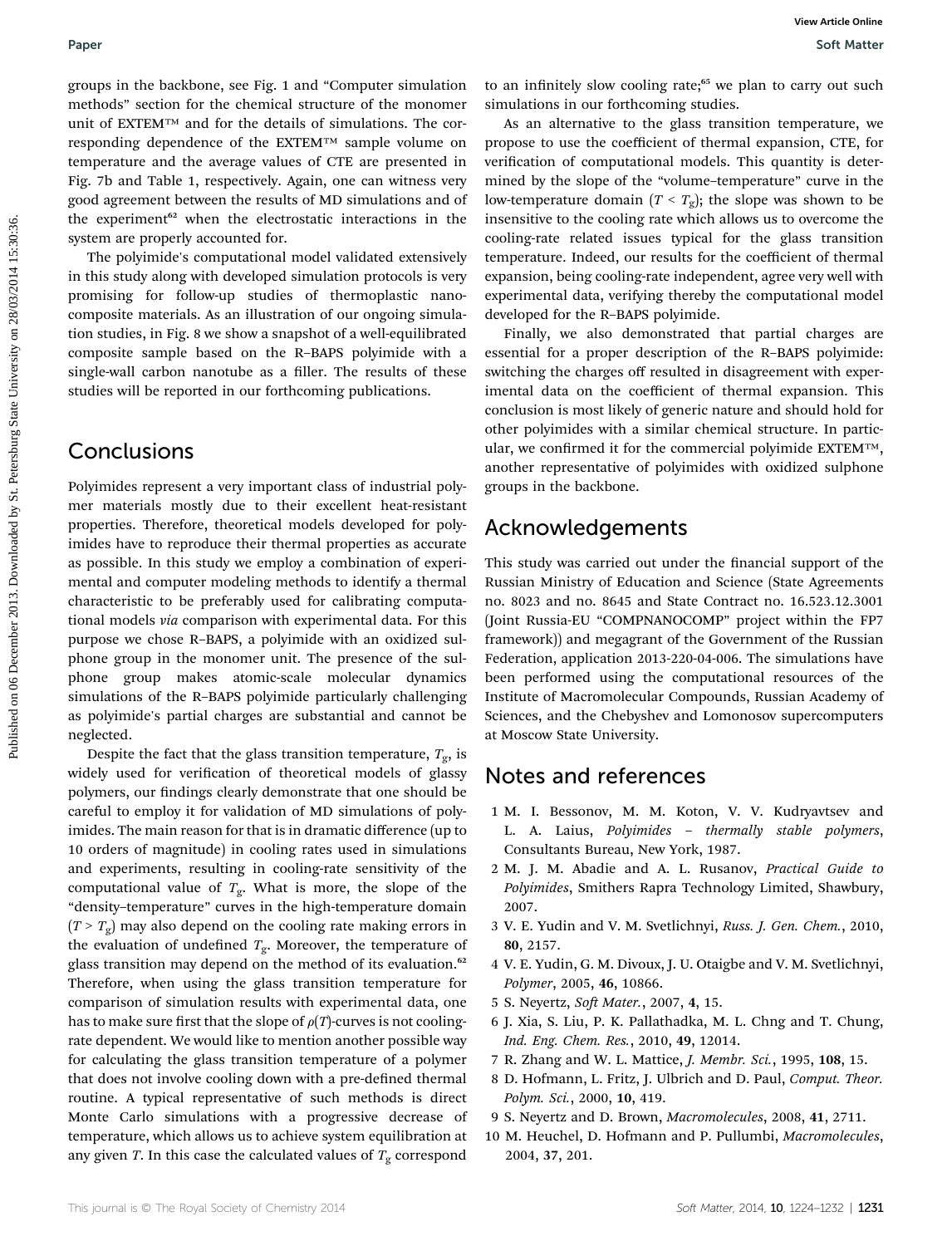groups in the backbone, see Fig. 1 and "Computer simulation methods" section for the chemical structure of the monomer unit of EXTEM™ and for the details of simulations. The corresponding dependence of the EXTEM™ sample volume on temperature and the average values of CTE are presented in Fig. 7b and Table 1, respectively. Again, one can witness very good agreement between the results of MD simulations and of the experiment[62] when the electrostatic interactions in the system are properly accounted for.

The polyimide's computational model validated extensively in this study along with developed simulation protocols is very promising for follow-up studies of thermoplastic nanocomposite materials. As an illustration of our ongoing simulation studies, in Fig. 8 we show a snapshot of a well-equilibrated composite sample based on the R–BAPS polyimide with a single-wall carbon nanotube as a filler. The results of these studies will be reported in our forthcoming publications.

## Conclusions

Polyimides represent a very important class of industrial polymer materials mostly due to their excellent heat-resistant properties. Therefore, theoretical models developed for polyimides have to reproduce their thermal properties as accurate as possible. In this study we employ a combination of experimental and computer modeling methods to identify a thermal characteristic to be preferably used for calibrating computational models *via* comparison with experimental data. For this purpose we chose R–BAPS, a polyimide with an oxidized sulphone group in the monomer unit. The presence of the sulphone group makes atomic-scale molecular dynamics simulations of the R–BAPS polyimide particularly challenging as polyimide's partial charges are substantial and cannot be neglected.

Despite the fact that the glass transition temperature, $T_g$, is widely used for verification of theoretical models of glassy polymers, our findings clearly demonstrate that one should be careful to employ it for validation of MD simulations of polyimides. The main reason for that is in dramatic difference (up to 10 orders of magnitude) in cooling rates used in simulations and experiments, resulting in cooling-rate sensitivity of the computational value of $T_g$. What is more, the slope of the "density–temperature" curves in the high-temperature domain ($T > T_g$) may also depend on the cooling rate making errors in the evaluation of undefined $T_g$. Moreover, the temperature of glass transition may depend on the method of its evaluation.[62] Therefore, when using the glass transition temperature for comparison of simulation results with experimental data, one has to make sure first that the slope of $\rho(T)$-curves is not cooling-rate dependent. We would like to mention another possible way for calculating the glass transition temperature of a polymer that does not involve cooling down with a pre-defined thermal routine. A typical representative of such methods is direct Monte Carlo simulations with a progressive decrease of temperature, which allows us to achieve system equilibration at any given $T$. In this case the calculated values of $T_g$ correspond to an infinitely slow cooling rate;[65] we plan to carry out such simulations in our forthcoming studies.

As an alternative to the glass transition temperature, we propose to use the coefficient of thermal expansion, CTE, for verification of computational models. This quantity is determined by the slope of the "volume–temperature" curve in the low-temperature domain ($T < T_g$); the slope was shown to be insensitive to the cooling rate which allows us to overcome the cooling-rate related issues typical for the glass transition temperature. Indeed, our results for the coefficient of thermal expansion, being cooling-rate independent, agree very well with experimental data, verifying thereby the computational model developed for the R–BAPS polyimide.

Finally, we also demonstrated that partial charges are essential for a proper description of the R–BAPS polyimide: switching the charges off resulted in disagreement with experimental data on the coefficient of thermal expansion. This conclusion is most likely of generic nature and should hold for other polyimides with a similar chemical structure. In particular, we confirmed it for the commercial polyimide EXTEM™, another representative of polyimides with oxidized sulphone groups in the backbone.

## Acknowledgements

This study was carried out under the financial support of the Russian Ministry of Education and Science (State Agreements no. 8023 and no. 8645 and State Contract no. 16.523.12.3001 (Joint Russia-EU "COMPNANOCOMP" project within the FP7 framework)) and megagrant of the Government of the Russian Federation, application 2013-220-04-006. The simulations have been performed using the computational resources of the Institute of Macromolecular Compounds, Russian Academy of Sciences, and the Chebyshev and Lomonosov supercomputers at Moscow State University.

## Notes and references

1. M. I. Bessonov, M. M. Koton, V. V. Kudryavtsev and L. A. Laius, *Polyimides – thermally stable polymers*, Consultants Bureau, New York, 1987.
2. M. J. M. Abadie and A. L. Rusanov, *Practical Guide to Polyimides*, Smithers Rapra Technology Limited, Shawbury, 2007.
3. V. E. Yudin and V. M. Svetlichnyi, *Russ. J. Gen. Chem.*, 2010, **80**, 2157.
4. V. E. Yudin, G. M. Divoux, J. U. Otaigbe and V. M. Svetlichnyi, *Polymer*, 2005, **46**, 10866.
5. S. Neyertz, *Soft Mater.*, 2007, **4**, 15.
6. J. Xia, S. Liu, P. K. Pallathadka, M. L. Chng and T. Chung, *Ind. Eng. Chem. Res.*, 2010, **49**, 12014.
7. R. Zhang and W. L. Mattice, *J. Membr. Sci.*, 1995, **108**, 15.
8. D. Hofmann, L. Fritz, J. Ulbrich and D. Paul, *Comput. Theor. Polym. Sci.*, 2000, **10**, 419.
9. S. Neyertz and D. Brown, *Macromolecules*, 2008, **41**, 2711.
10. M. Heuchel, D. Hofmann and P. Pullumbi, *Macromolecules*, 2004, **37**, 201.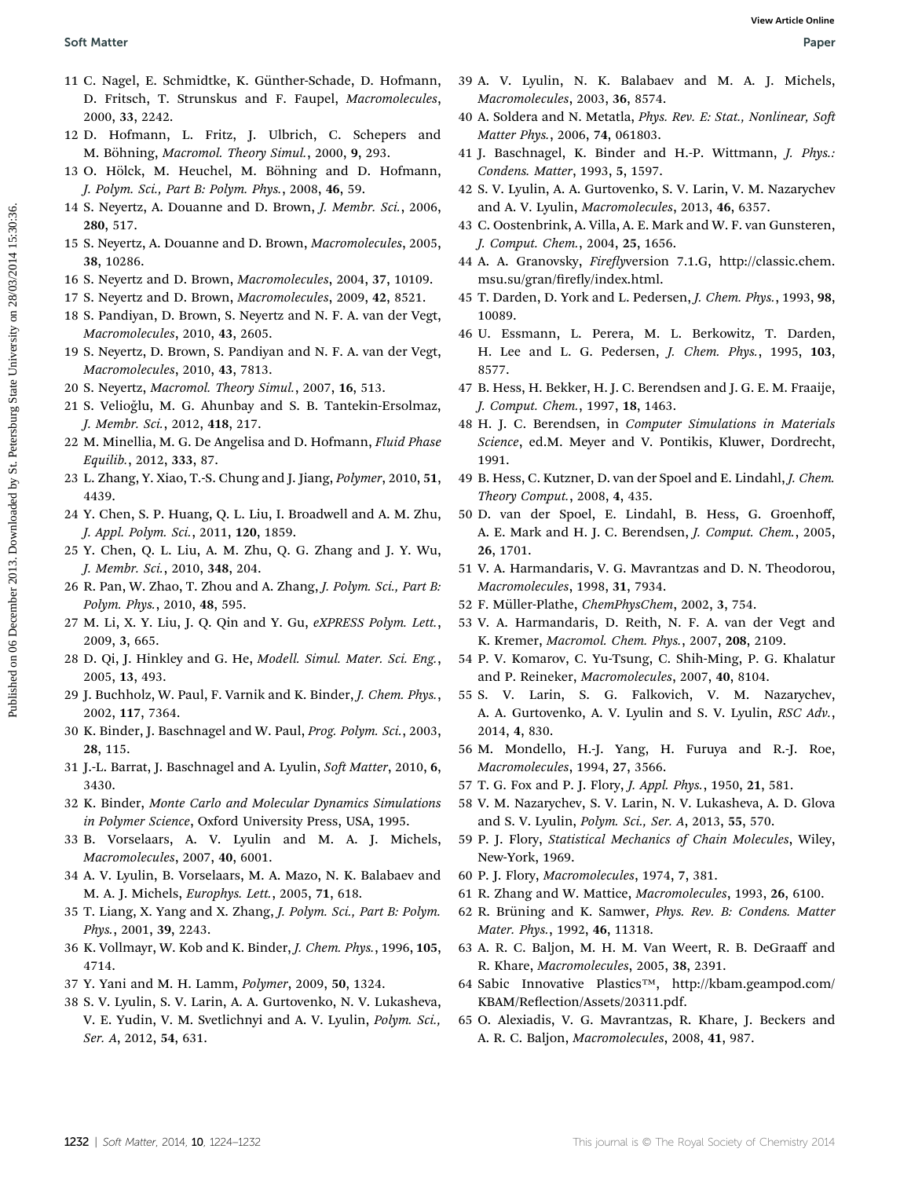11 C. Nagel, E. Schmidtke, K. Günther-Schade, D. Hofmann, D. Fritsch, T. Strunskus and F. Faupel, *Macromolecules*, 2000, **33**, 2242.

12 D. Hofmann, L. Fritz, J. Ulbrich, C. Schepers and M. Böhning, *Macromol. Theory Simul.*, 2000, **9**, 293.

13 O. Hölck, M. Heuchel, M. Böhning and D. Hofmann, *J. Polym. Sci., Part B: Polym. Phys.*, 2008, **46**, 59.

14 S. Neyertz, A. Douanne and D. Brown, *J. Membr. Sci.*, 2006, **280**, 517.

15 S. Neyertz, A. Douanne and D. Brown, *Macromolecules*, 2005, **38**, 10286.

16 S. Neyertz and D. Brown, *Macromolecules*, 2004, **37**, 10109.

17 S. Neyertz and D. Brown, *Macromolecules*, 2009, **42**, 8521.

18 S. Pandiyan, D. Brown, S. Neyertz and N. F. A. van der Vegt, *Macromolecules*, 2010, **43**, 2605.

19 S. Neyertz, D. Brown, S. Pandiyan and N. F. A. van der Vegt, *Macromolecules*, 2010, **43**, 7813.

20 S. Neyertz, *Macromol. Theory Simul.*, 2007, **16**, 513.

21 S. Velioğlu, M. G. Ahunbay and S. B. Tantekin-Ersolmaz, *J. Membr. Sci.*, 2012, **418**, 217.

22 M. Minellia, M. G. De Angelisa and D. Hofmann, *Fluid Phase Equilib.*, 2012, **333**, 87.

23 L. Zhang, Y. Xiao, T.-S. Chung and J. Jiang, *Polymer*, 2010, **51**, 4439.

24 Y. Chen, S. P. Huang, Q. L. Liu, I. Broadwell and A. M. Zhu, *J. Appl. Polym. Sci.*, 2011, **120**, 1859.

25 Y. Chen, Q. L. Liu, A. M. Zhu, Q. G. Zhang and J. Y. Wu, *J. Membr. Sci.*, 2010, **348**, 204.

26 R. Pan, W. Zhao, T. Zhou and A. Zhang, *J. Polym. Sci., Part B: Polym. Phys.*, 2010, **48**, 595.

27 M. Li, X. Y. Liu, J. Q. Qin and Y. Gu, *eXPRESS Polym. Lett.*, 2009, **3**, 665.

28 D. Qi, J. Hinkley and G. He, *Modell. Simul. Mater. Sci. Eng.*, 2005, **13**, 493.

29 J. Buchholz, W. Paul, F. Varnik and K. Binder, *J. Chem. Phys.*, 2002, **117**, 7364.

30 K. Binder, J. Baschnagel and W. Paul, *Prog. Polym. Sci.*, 2003, **28**, 115.

31 J.-L. Barrat, J. Baschnagel and A. Lyulin, *Soft Matter*, 2010, **6**, 3430.

32 K. Binder, *Monte Carlo and Molecular Dynamics Simulations in Polymer Science*, Oxford University Press, USA, 1995.

33 B. Vorselaars, A. V. Lyulin and M. A. J. Michels, *Macromolecules*, 2007, **40**, 6001.

34 A. V. Lyulin, B. Vorselaars, M. A. Mazo, N. K. Balabaev and M. A. J. Michels, *Europhys. Lett.*, 2005, **71**, 618.

35 T. Liang, X. Yang and X. Zhang, *J. Polym. Sci., Part B: Polym. Phys.*, 2001, **39**, 2243.

36 K. Vollmayr, W. Kob and K. Binder, *J. Chem. Phys.*, 1996, **105**, 4714.

37 Y. Yani and M. H. Lamm, *Polymer*, 2009, **50**, 1324.

38 S. V. Lyulin, S. V. Larin, A. A. Gurtovenko, N. V. Lukasheva, V. E. Yudin, V. M. Svetlichnyi and A. V. Lyulin, *Polym. Sci., Ser. A*, 2012, **54**, 631.

39 A. V. Lyulin, N. K. Balabaev and M. A. J. Michels, *Macromolecules*, 2003, **36**, 8574.

40 A. Soldera and N. Metatla, *Phys. Rev. E: Stat., Nonlinear, Soft Matter Phys.*, 2006, **74**, 061803.

41 J. Baschnagel, K. Binder and H.-P. Wittmann, *J. Phys.: Condens. Matter*, 1993, **5**, 1597.

42 S. V. Lyulin, A. A. Gurtovenko, S. V. Larin, V. M. Nazarychev and A. V. Lyulin, *Macromolecules*, 2013, **46**, 6357.

43 C. Oostenbrink, A. Villa, A. E. Mark and W. F. van Gunsteren, *J. Comput. Chem.*, 2004, **25**, 1656.

44 A. A. Granovsky, *Firefly*version 7.1.G, http://classic.chem.msu.su/gran/firefly/index.html.

45 T. Darden, D. York and L. Pedersen, *J. Chem. Phys.*, 1993, **98**, 10089.

46 U. Essmann, L. Perera, M. L. Berkowitz, T. Darden, H. Lee and L. G. Pedersen, *J. Chem. Phys.*, 1995, **103**, 8577.

47 B. Hess, H. Bekker, H. J. C. Berendsen and J. G. E. M. Fraaije, *J. Comput. Chem.*, 1997, **18**, 1463.

48 H. J. C. Berendsen, in *Computer Simulations in Materials Science*, ed.M. Meyer and V. Pontikis, Kluwer, Dordrecht, 1991.

49 B. Hess, C. Kutzner, D. van der Spoel and E. Lindahl, *J. Chem. Theory Comput.*, 2008, **4**, 435.

50 D. van der Spoel, E. Lindahl, B. Hess, G. Groenhoff, A. E. Mark and H. J. C. Berendsen, *J. Comput. Chem.*, 2005, **26**, 1701.

51 V. A. Harmandaris, V. G. Mavrantzas and D. N. Theodorou, *Macromolecules*, 1998, **31**, 7934.

52 F. Müller-Plathe, *ChemPhysChem*, 2002, **3**, 754.

53 V. A. Harmandaris, D. Reith, N. F. A. van der Vegt and K. Kremer, *Macromol. Chem. Phys.*, 2007, **208**, 2109.

54 P. V. Komarov, C. Yu-Tsung, C. Shih-Ming, P. G. Khalatur and P. Reineker, *Macromolecules*, 2007, **40**, 8104.

55 S. V. Larin, S. G. Falkovich, V. M. Nazarychev, A. A. Gurtovenko, A. V. Lyulin and S. V. Lyulin, *RSC Adv.*, 2014, **4**, 830.

56 M. Mondello, H.-J. Yang, H. Furuya and R.-J. Roe, *Macromolecules*, 1994, **27**, 3566.

57 T. G. Fox and P. J. Flory, *J. Appl. Phys.*, 1950, **21**, 581.

58 V. M. Nazarychev, S. V. Larin, N. V. Lukasheva, A. D. Glova and S. V. Lyulin, *Polym. Sci., Ser. A*, 2013, **55**, 570.

59 P. J. Flory, *Statistical Mechanics of Chain Molecules*, Wiley, New-York, 1969.

60 P. J. Flory, *Macromolecules*, 1974, **7**, 381.

61 R. Zhang and W. Mattice, *Macromolecules*, 1993, **26**, 6100.

62 R. Brüning and K. Samwer, *Phys. Rev. B: Condens. Matter Mater. Phys.*, 1992, **46**, 11318.

63 A. R. C. Baljon, M. H. M. Van Weert, R. B. DeGraaff and R. Khare, *Macromolecules*, 2005, **38**, 2391.

64 Sabic Innovative Plastics™, http://kbam.geampod.com/KBAM/Reflection/Assets/20311.pdf.

65 O. Alexiadis, V. G. Mavrantzas, R. Khare, J. Beckers and A. R. C. Baljon, *Macromolecules*, 2008, **41**, 987.